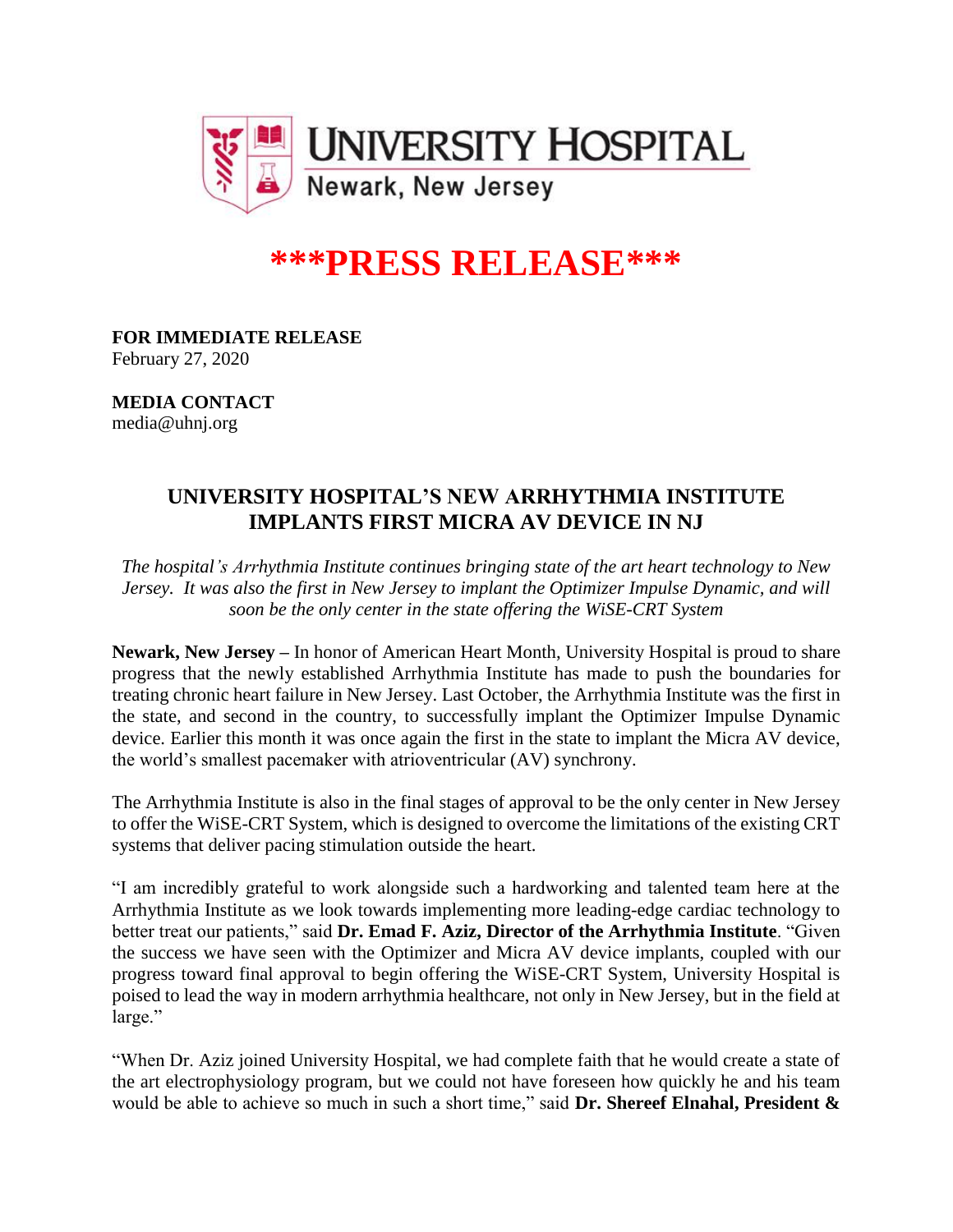UNIVERSITY HOSPITAL
Newark, New Jersey

# ***PRESS RELEASE***

**FOR IMMEDIATE RELEASE**
February 27, 2020

**MEDIA CONTACT**
media@uhnj.org

## UNIVERSITY HOSPITAL'S NEW ARRHYTHMIA INSTITUTE IMPLANTS FIRST MICRA AV DEVICE IN NJ

*The hospital's Arrhythmia Institute continues bringing state of the art heart technology to New Jersey. It was also the first in New Jersey to implant the Optimizer Impulse Dynamic, and will soon be the only center in the state offering the WiSE-CRT System*

**Newark, New Jersey –** In honor of American Heart Month, University Hospital is proud to share progress that the newly established Arrhythmia Institute has made to push the boundaries for treating chronic heart failure in New Jersey. Last October, the Arrhythmia Institute was the first in the state, and second in the country, to successfully implant the Optimizer Impulse Dynamic device. Earlier this month it was once again the first in the state to implant the Micra AV device, the world's smallest pacemaker with atrioventricular (AV) synchrony.

The Arrhythmia Institute is also in the final stages of approval to be the only center in New Jersey to offer the WiSE-CRT System, which is designed to overcome the limitations of the existing CRT systems that deliver pacing stimulation outside the heart.

"I am incredibly grateful to work alongside such a hardworking and talented team here at the Arrhythmia Institute as we look towards implementing more leading-edge cardiac technology to better treat our patients," said **Dr. Emad F. Aziz, Director of the Arrhythmia Institute**. "Given the success we have seen with the Optimizer and Micra AV device implants, coupled with our progress toward final approval to begin offering the WiSE-CRT System, University Hospital is poised to lead the way in modern arrhythmia healthcare, not only in New Jersey, but in the field at large."

"When Dr. Aziz joined University Hospital, we had complete faith that he would create a state of the art electrophysiology program, but we could not have foreseen how quickly he and his team would be able to achieve so much in such a short time," said **Dr. Shereef Elnahal, President &**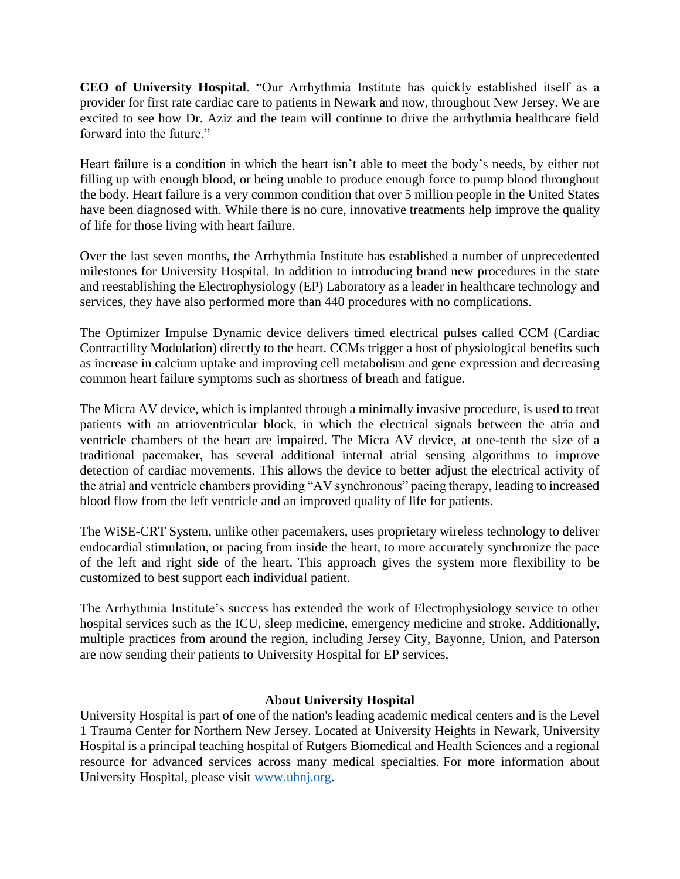**CEO of University Hospital**. "Our Arrhythmia Institute has quickly established itself as a provider for first rate cardiac care to patients in Newark and now, throughout New Jersey. We are excited to see how Dr. Aziz and the team will continue to drive the arrhythmia healthcare field forward into the future."

Heart failure is a condition in which the heart isn't able to meet the body's needs, by either not filling up with enough blood, or being unable to produce enough force to pump blood throughout the body. Heart failure is a very common condition that over 5 million people in the United States have been diagnosed with. While there is no cure, innovative treatments help improve the quality of life for those living with heart failure.

Over the last seven months, the Arrhythmia Institute has established a number of unprecedented milestones for University Hospital. In addition to introducing brand new procedures in the state and reestablishing the Electrophysiology (EP) Laboratory as a leader in healthcare technology and services, they have also performed more than 440 procedures with no complications.

The Optimizer Impulse Dynamic device delivers timed electrical pulses called CCM (Cardiac Contractility Modulation) directly to the heart. CCMs trigger a host of physiological benefits such as increase in calcium uptake and improving cell metabolism and gene expression and decreasing common heart failure symptoms such as shortness of breath and fatigue.

The Micra AV device, which is implanted through a minimally invasive procedure, is used to treat patients with an atrioventricular block, in which the electrical signals between the atria and ventricle chambers of the heart are impaired. The Micra AV device, at one-tenth the size of a traditional pacemaker, has several additional internal atrial sensing algorithms to improve detection of cardiac movements. This allows the device to better adjust the electrical activity of the atrial and ventricle chambers providing "AV synchronous" pacing therapy, leading to increased blood flow from the left ventricle and an improved quality of life for patients.

The WiSE-CRT System, unlike other pacemakers, uses proprietary wireless technology to deliver endocardial stimulation, or pacing from inside the heart, to more accurately synchronize the pace of the left and right side of the heart. This approach gives the system more flexibility to be customized to best support each individual patient.

The Arrhythmia Institute's success has extended the work of Electrophysiology service to other hospital services such as the ICU, sleep medicine, emergency medicine and stroke. Additionally, multiple practices from around the region, including Jersey City, Bayonne, Union, and Paterson are now sending their patients to University Hospital for EP services.

## About University Hospital

University Hospital is part of one of the nation's leading academic medical centers and is the Level 1 Trauma Center for Northern New Jersey. Located at University Heights in Newark, University Hospital is a principal teaching hospital of Rutgers Biomedical and Health Sciences and a regional resource for advanced services across many medical specialties. For more information about University Hospital, please visit [www.uhnj.org](http://www.uhnj.org).